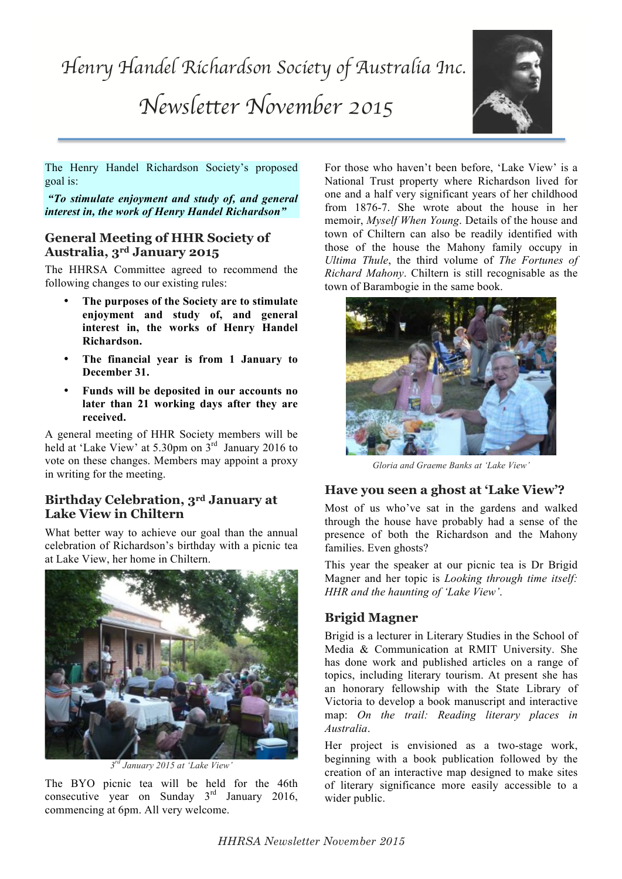# Henry Handel Richardson Society of Australia Inc.

## Newsletter November 2015

The Henry Handel Richardson Society's proposed goal is:

***"To stimulate enjoyment and study of, and general interest in, the work of Henry Handel Richardson"***

### General Meeting of HHR Society of Australia, 3rd January 2015

The HHRSA Committee agreed to recommend the following changes to our existing rules:

- **The purposes of the Society are to stimulate enjoyment and study of, and general interest in, the works of Henry Handel Richardson.**
- **The financial year is from 1 January to December 31.**
- **Funds will be deposited in our accounts no later than 21 working days after they are received.**

A general meeting of HHR Society members will be held at 'Lake View' at 5.30pm on 3rd January 2016 to vote on these changes. Members may appoint a proxy in writing for the meeting.

### Birthday Celebration, 3rd January at Lake View in Chiltern

What better way to achieve our goal than the annual celebration of Richardson's birthday with a picnic tea at Lake View, her home in Chiltern.

*3rd January 2015 at 'Lake View'*

The BYO picnic tea will be held for the 46th consecutive year on Sunday 3rd January 2016, commencing at 6pm. All very welcome.

For those who haven't been before, 'Lake View' is a National Trust property where Richardson lived for one and a half very significant years of her childhood from 1876-7. She wrote about the house in her memoir, *Myself When Young*. Details of the house and town of Chiltern can also be readily identified with those of the house the Mahony family occupy in *Ultima Thule*, the third volume of *The Fortunes of Richard Mahony*. Chiltern is still recognisable as the town of Barambogie in the same book.

*Gloria and Graeme Banks at 'Lake View'*

### Have you seen a ghost at 'Lake View'?

Most of us who've sat in the gardens and walked through the house have probably had a sense of the presence of both the Richardson and the Mahony families. Even ghosts?

This year the speaker at our picnic tea is Dr Brigid Magner and her topic is *Looking through time itself: HHR and the haunting of 'Lake View'*.

### Brigid Magner

Brigid is a lecturer in Literary Studies in the School of Media & Communication at RMIT University. She has done work and published articles on a range of topics, including literary tourism. At present she has an honorary fellowship with the State Library of Victoria to develop a book manuscript and interactive map: *On the trail: Reading literary places in Australia*.

Her project is envisioned as a two-stage work, beginning with a book publication followed by the creation of an interactive map designed to make sites of literary significance more easily accessible to a wider public.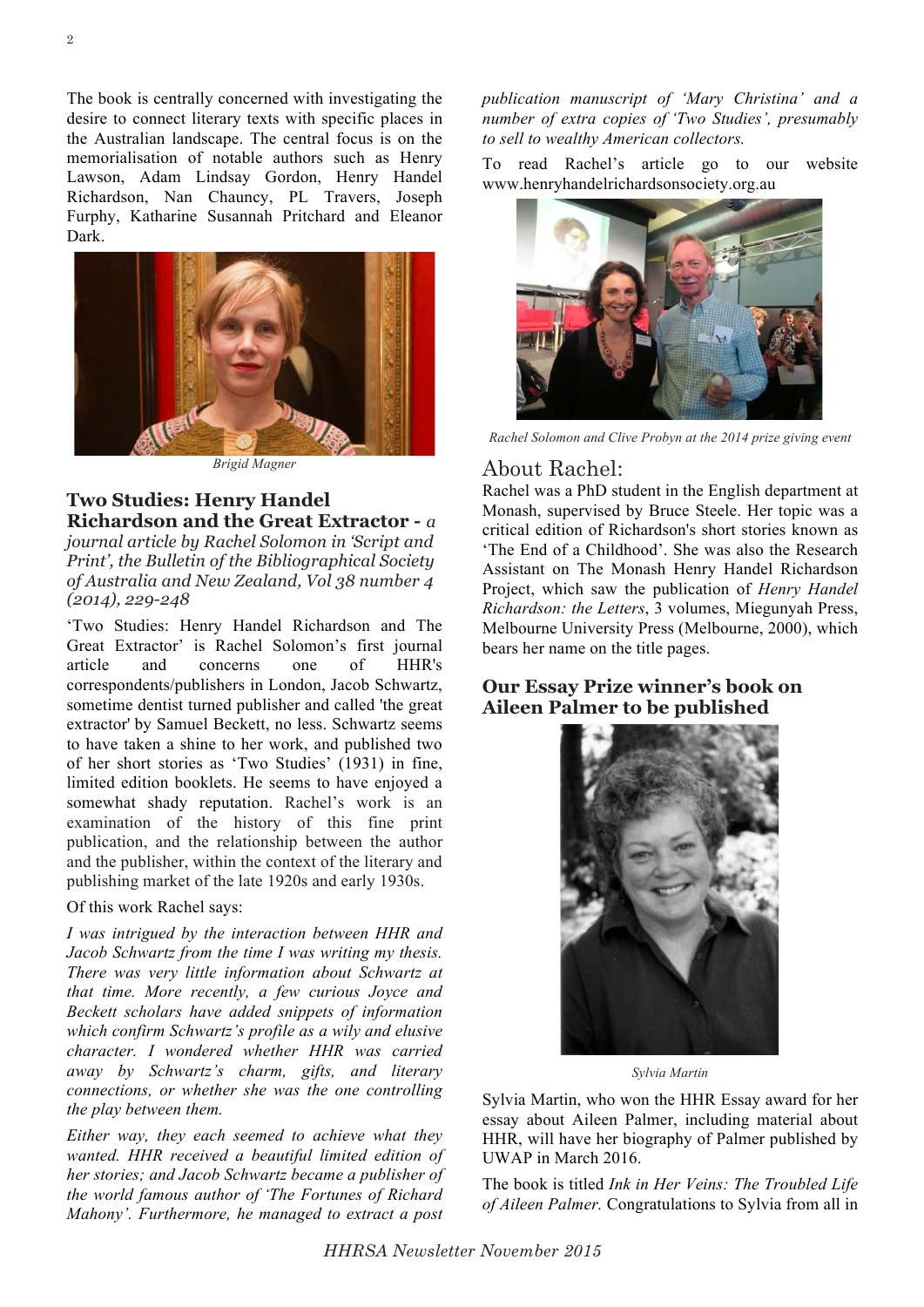The book is centrally concerned with investigating the desire to connect literary texts with specific places in the Australian landscape. The central focus is on the memorialisation of notable authors such as Henry Lawson, Adam Lindsay Gordon, Henry Handel Richardson, Nan Chauncy, PL Travers, Joseph Furphy, Katharine Susannah Pritchard and Eleanor Dark.

Brigid Magner

## Two Studies: Henry Handel Richardson and the Great Extractor - *a journal article by Rachel Solomon in 'Script and Print', the Bulletin of the Bibliographical Society of Australia and New Zealand, Vol 38 number 4 (2014), 229-248*

'Two Studies: Henry Handel Richardson and The Great Extractor' is Rachel Solomon's first journal article and concerns one of HHR's correspondents/publishers in London, Jacob Schwartz, sometime dentist turned publisher and called 'the great extractor' by Samuel Beckett, no less. Schwartz seems to have taken a shine to her work, and published two of her short stories as 'Two Studies' (1931) in fine, limited edition booklets. He seems to have enjoyed a somewhat shady reputation. Rachel's work is an examination of the history of this fine print publication, and the relationship between the author and the publisher, within the context of the literary and publishing market of the late 1920s and early 1930s.

Of this work Rachel says:

*I was intrigued by the interaction between HHR and Jacob Schwartz from the time I was writing my thesis. There was very little information about Schwartz at that time. More recently, a few curious Joyce and Beckett scholars have added snippets of information which confirm Schwartz's profile as a wily and elusive character. I wondered whether HHR was carried away by Schwartz's charm, gifts, and literary connections, or whether she was the one controlling the play between them.*

*Either way, they each seemed to achieve what they wanted. HHR received a beautiful limited edition of her stories; and Jacob Schwartz became a publisher of the world famous author of 'The Fortunes of Richard Mahony'. Furthermore, he managed to extract a post publication manuscript of 'Mary Christina' and a number of extra copies of 'Two Studies', presumably to sell to wealthy American collectors.*

To read Rachel's article go to our website www.henryhandelrichardsonsociety.org.au

*Rachel Solomon and Clive Probyn at the 2014 prize giving event*

### About Rachel:

Rachel was a PhD student in the English department at Monash, supervised by Bruce Steele. Her topic was a critical edition of Richardson's short stories known as 'The End of a Childhood'. She was also the Research Assistant on The Monash Henry Handel Richardson Project, which saw the publication of *Henry Handel Richardson: the Letters*, 3 volumes, Miegunyah Press, Melbourne University Press (Melbourne, 2000), which bears her name on the title pages.

## Our Essay Prize winner's book on Aileen Palmer to be published

*Sylvia Martin*

Sylvia Martin, who won the HHR Essay award for her essay about Aileen Palmer, including material about HHR, will have her biography of Palmer published by UWAP in March 2016.

The book is titled *Ink in Her Veins: The Troubled Life of Aileen Palmer.* Congratulations to Sylvia from all in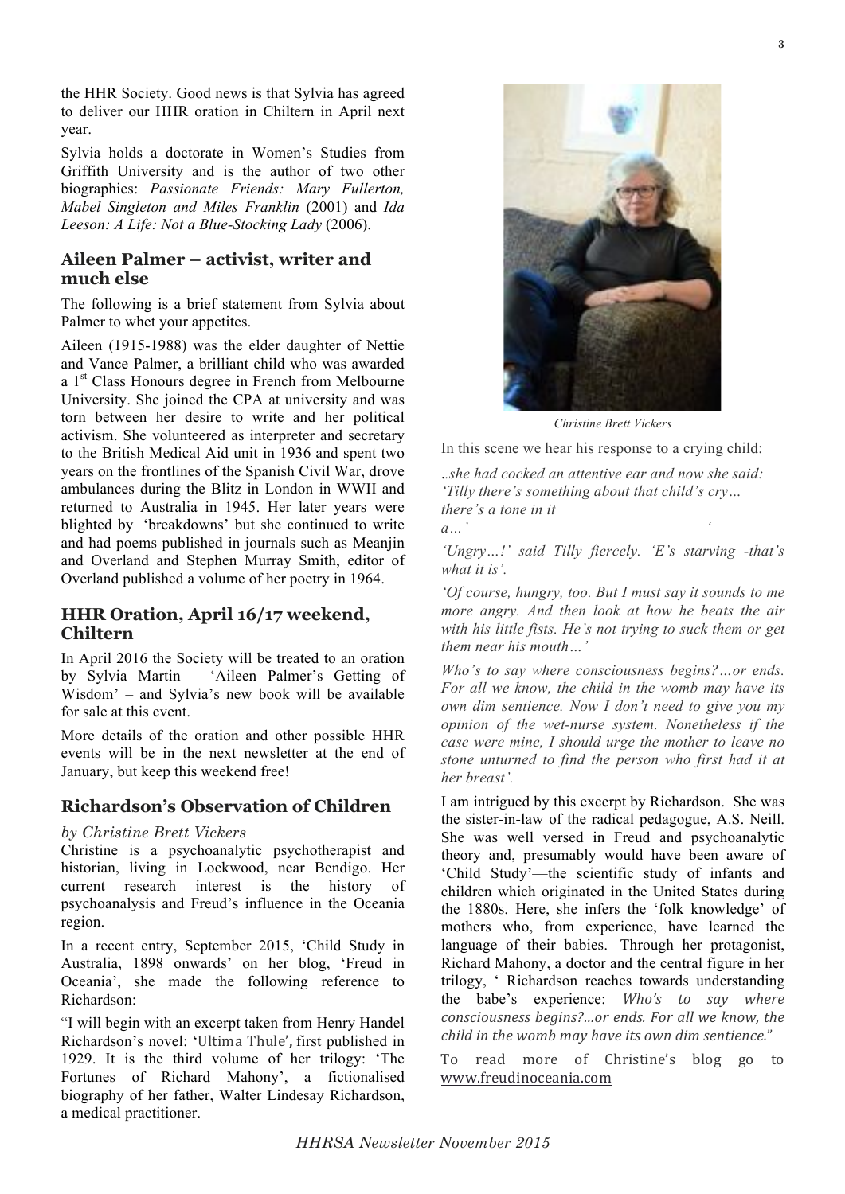the HHR Society. Good news is that Sylvia has agreed to deliver our HHR oration in Chiltern in April next year.

Sylvia holds a doctorate in Women's Studies from Griffith University and is the author of two other biographies: *Passionate Friends: Mary Fullerton, Mabel Singleton and Miles Franklin* (2001) and *Ida Leeson: A Life: Not a Blue-Stocking Lady* (2006).

## Aileen Palmer – activist, writer and much else

The following is a brief statement from Sylvia about Palmer to whet your appetites.

Aileen (1915-1988) was the elder daughter of Nettie and Vance Palmer, a brilliant child who was awarded a 1st Class Honours degree in French from Melbourne University. She joined the CPA at university and was torn between her desire to write and her political activism. She volunteered as interpreter and secretary to the British Medical Aid unit in 1936 and spent two years on the frontlines of the Spanish Civil War, drove ambulances during the Blitz in London in WWII and returned to Australia in 1945. Her later years were blighted by 'breakdowns' but she continued to write and had poems published in journals such as Meanjin and Overland and Stephen Murray Smith, editor of Overland published a volume of her poetry in 1964.

## HHR Oration, April 16/17 weekend, Chiltern

In April 2016 the Society will be treated to an oration by Sylvia Martin – 'Aileen Palmer's Getting of Wisdom' – and Sylvia's new book will be available for sale at this event.

More details of the oration and other possible HHR events will be in the next newsletter at the end of January, but keep this weekend free!

## Richardson's Observation of Children

*by Christine Brett Vickers*

Christine is a psychoanalytic psychotherapist and historian, living in Lockwood, near Bendigo. Her current research interest is the history of psychoanalysis and Freud's influence in the Oceania region.

In a recent entry, September 2015, 'Child Study in Australia, 1898 onwards' on her blog, 'Freud in Oceania', she made the following reference to Richardson:

"I will begin with an excerpt taken from Henry Handel Richardson's novel: 'Ultima Thule', first published in 1929. It is the third volume of her trilogy: 'The Fortunes of Richard Mahony', a fictionalised biography of her father, Walter Lindesay Richardson, a medical practitioner.

*Christine Brett Vickers*

In this scene we hear his response to a crying child:

*..she had cocked an attentive ear and now she said: 'Tilly there's something about that child's cry… there's a tone in it a…'*

*'Ungry…!' said Tilly fiercely. 'E's starving -that's what it is'.*

*'Of course, hungry, too. But I must say it sounds to me more angry. And then look at how he beats the air with his little fists. He's not trying to suck them or get them near his mouth…'*

*Who's to say where consciousness begins?…or ends. For all we know, the child in the womb may have its own dim sentience. Now I don't need to give you my opinion of the wet-nurse system. Nonetheless if the case were mine, I should urge the mother to leave no stone unturned to find the person who first had it at her breast'.*

I am intrigued by this excerpt by Richardson. She was the sister-in-law of the radical pedagogue, A.S. Neill. She was well versed in Freud and psychoanalytic theory and, presumably would have been aware of 'Child Study'—the scientific study of infants and children which originated in the United States during the 1880s. Here, she infers the 'folk knowledge' of mothers who, from experience, have learned the language of their babies. Through her protagonist, Richard Mahony, a doctor and the central figure in her trilogy, ' Richardson reaches towards understanding the babe's experience: *Who's to say where consciousness begins?...or ends. For all we know, the child in the womb may have its own dim sentience.*"

To read more of Christine's blog go to www.freudinoceania.com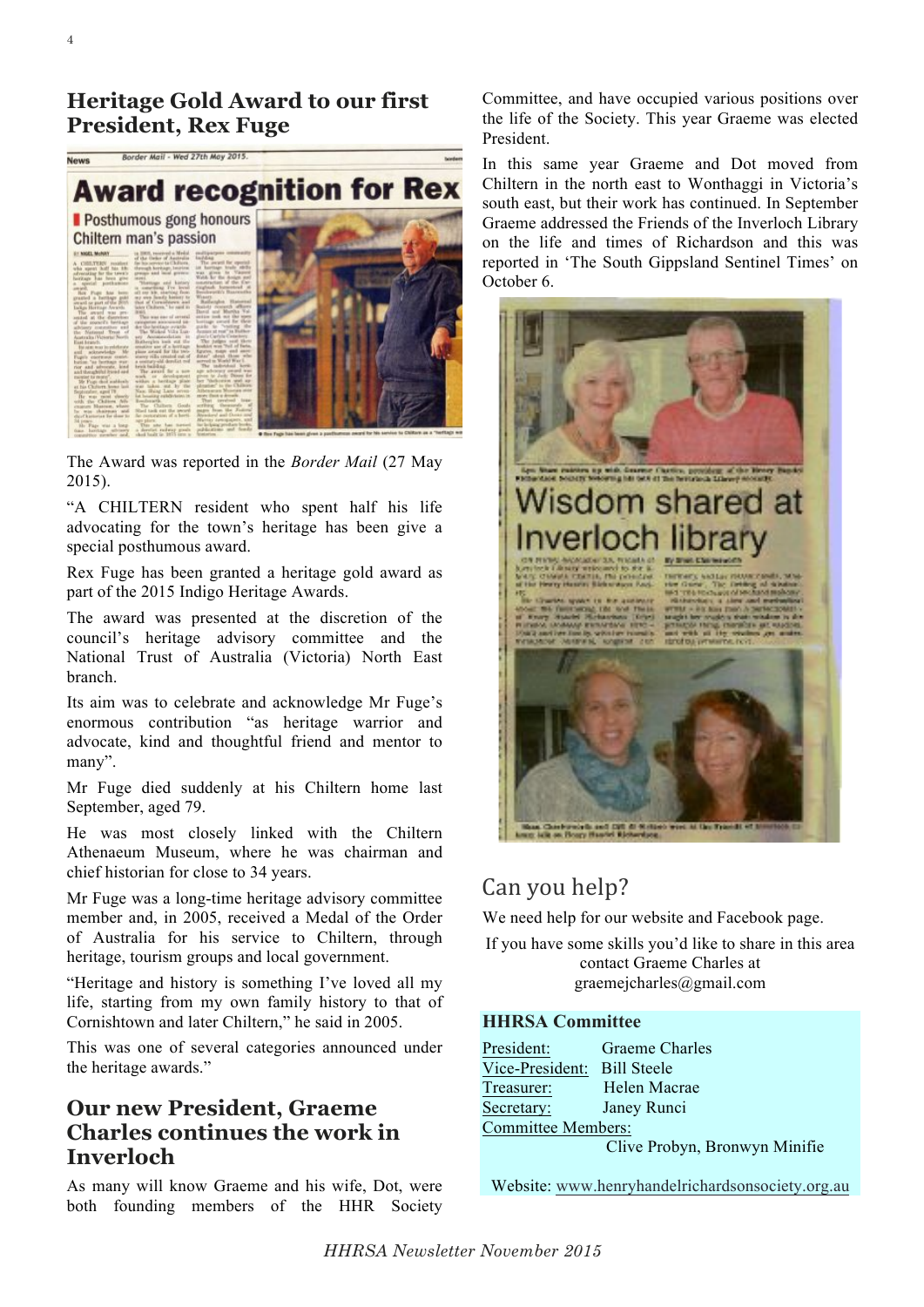## Heritage Gold Award to our first President, Rex Fuge

The Award was reported in the *Border Mail* (27 May 2015).

"A CHILTERN resident who spent half his life advocating for the town's heritage has been give a special posthumous award.

Rex Fuge has been granted a heritage gold award as part of the 2015 Indigo Heritage Awards.

The award was presented at the discretion of the council's heritage advisory committee and the National Trust of Australia (Victoria) North East branch.

Its aim was to celebrate and acknowledge Mr Fuge's enormous contribution "as heritage warrior and advocate, kind and thoughtful friend and mentor to many".

Mr Fuge died suddenly at his Chiltern home last September, aged 79.

He was most closely linked with the Chiltern Athenaeum Museum, where he was chairman and chief historian for close to 34 years.

Mr Fuge was a long-time heritage advisory committee member and, in 2005, received a Medal of the Order of Australia for his service to Chiltern, through heritage, tourism groups and local government.

"Heritage and history is something I've loved all my life, starting from my own family history to that of Cornishtown and later Chiltern," he said in 2005.

This was one of several categories announced under the heritage awards."

## Our new President, Graeme Charles continues the work in Inverloch

As many will know Graeme and his wife, Dot, were both founding members of the HHR Society Committee, and have occupied various positions over the life of the Society. This year Graeme was elected President.

In this same year Graeme and Dot moved from Chiltern in the north east to Wonthaggi in Victoria's south east, but their work has continued. In September Graeme addressed the Friends of the Inverloch Library on the life and times of Richardson and this was reported in 'The South Gippsland Sentinel Times' on October 6.

## Can you help?

We need help for our website and Facebook page.

If you have some skills you'd like to share in this area contact Graeme Charles at graemejcharles@gmail.com

### HHRSA Committee

President: Graeme Charles
Vice-President: Bill Steele
Treasurer: Helen Macrae
Secretary: Janey Runci
Committee Members: Clive Probyn, Bronwyn Minifie

Website: www.henryhandelrichardsonsociety.org.au